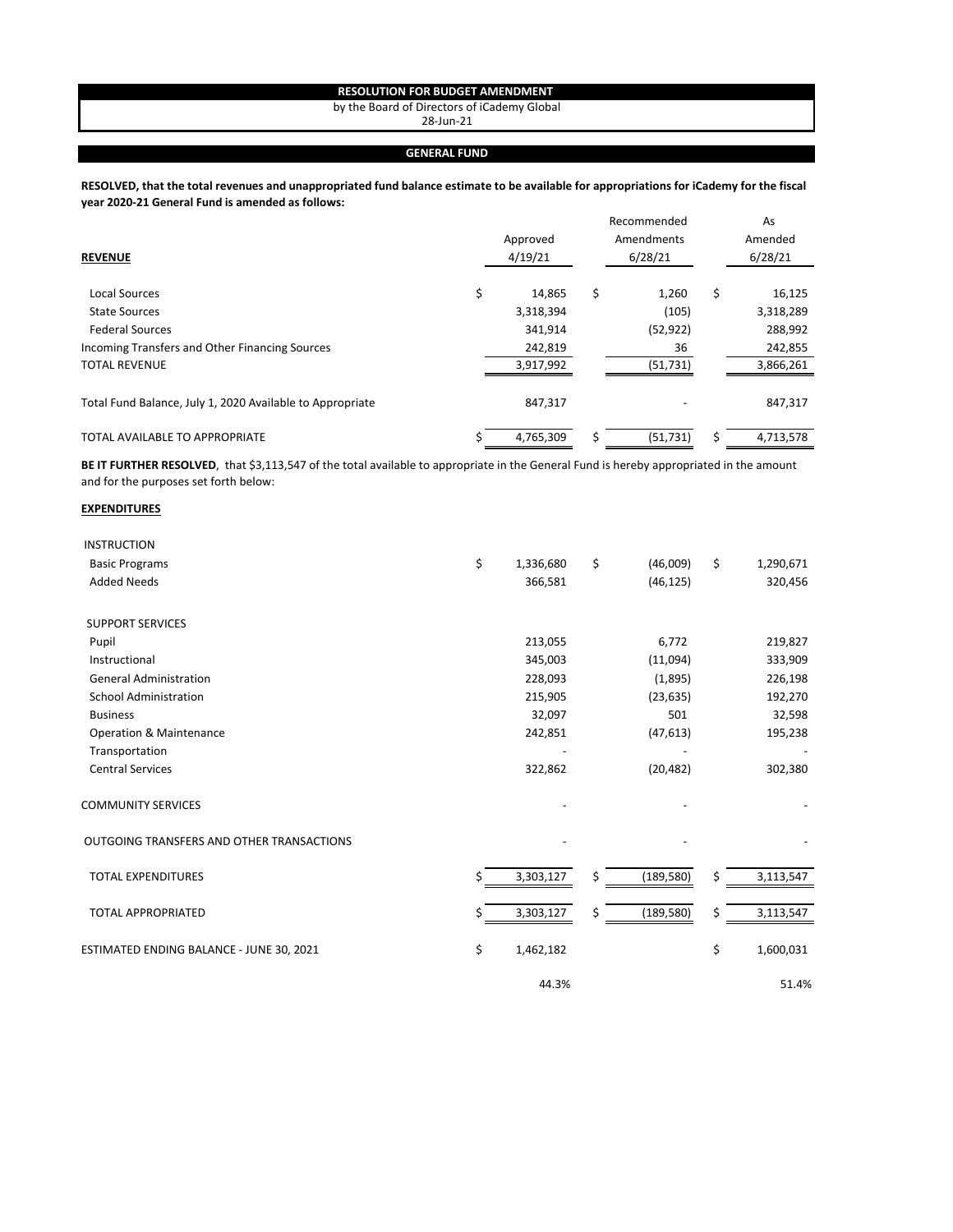# RESOLUTION FOR BUDGET AMENDMENT

by the Board of Directors of iCademy Global

28-Jun-21

## GENERAL FUND

**RESOLVED, that the total revenues and unappropriated fund balance estimate to be available for appropriations for iCademy for the fiscal year 2020-21 General Fund is amended as follows:**

| **REVENUE** | Approved 4/19/21 | Recommended Amendments 6/28/21 | As Amended 6/28/21 |
|---|---|---|---|
| Local Sources | $ 14,865 | $ 1,260 | $ 16,125 |
| State Sources | 3,318,394 | (105) | 3,318,289 |
| Federal Sources | 341,914 | (52,922) | 288,992 |
| Incoming Transfers and Other Financing Sources | 242,819 | 36 | 242,855 |
| TOTAL REVENUE | 3,917,992 | (51,731) | 3,866,261 |
| Total Fund Balance, July 1, 2020 Available to Appropriate | 847,317 | - | 847,317 |
| TOTAL AVAILABLE TO APPROPRIATE | $ 4,765,309 | $ (51,731) | $ 4,713,578 |

**BE IT FURTHER RESOLVED**, that $3,113,547 of the total available to appropriate in the General Fund is hereby appropriated in the amount and for the purposes set forth below:

**EXPENDITURES**

| | Approved 4/19/21 | Recommended Amendments 6/28/21 | As Amended 6/28/21 |
|---|---|---|---|
| INSTRUCTION | | | |
| Basic Programs | $ 1,336,680 | $ (46,009) | $ 1,290,671 |
| Added Needs | 366,581 | (46,125) | 320,456 |
| SUPPORT SERVICES | | | |
| Pupil | 213,055 | 6,772 | 219,827 |
| Instructional | 345,003 | (11,094) | 333,909 |
| General Administration | 228,093 | (1,895) | 226,198 |
| School Administration | 215,905 | (23,635) | 192,270 |
| Business | 32,097 | 501 | 32,598 |
| Operation & Maintenance | 242,851 | (47,613) | 195,238 |
| Transportation | - | - | - |
| Central Services | 322,862 | (20,482) | 302,380 |
| COMMUNITY SERVICES | - | - | - |
| OUTGOING TRANSFERS AND OTHER TRANSACTIONS | - | - | - |
| TOTAL EXPENDITURES | $ 3,303,127 | $ (189,580) | $ 3,113,547 |
| TOTAL APPROPRIATED | $ 3,303,127 | $ (189,580) | $ 3,113,547 |
| ESTIMATED ENDING BALANCE - JUNE 30, 2021 | $ 1,462,182 | | $ 1,600,031 |
| | 44.3% | | 51.4% |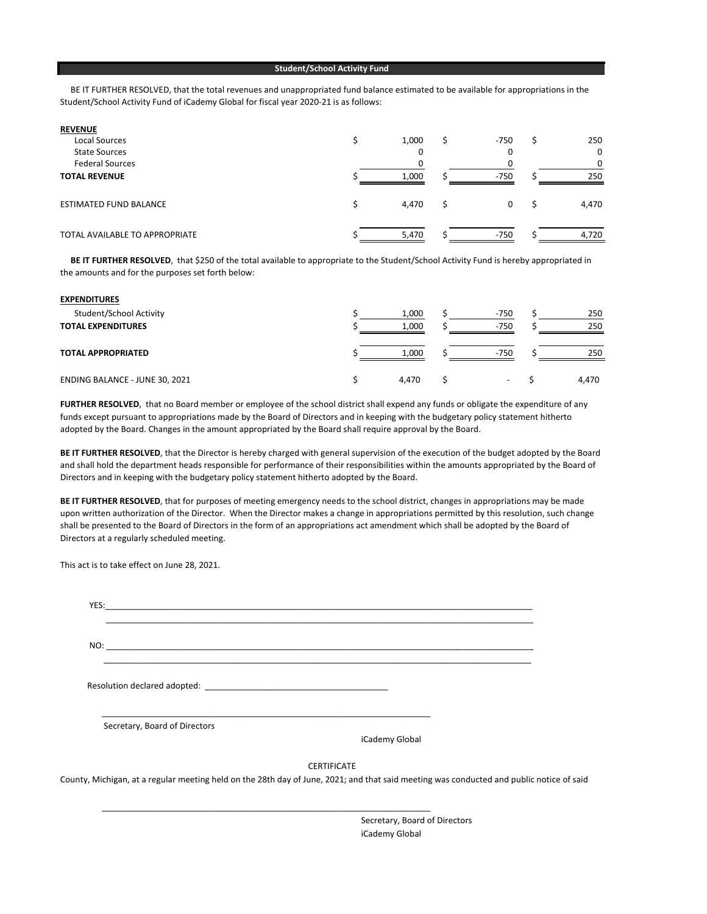## Student/School Activity Fund

BE IT FURTHER RESOLVED, that the total revenues and unappropriated fund balance estimated to be available for appropriations in the Student/School Activity Fund of iCademy Global for fiscal year 2020-21 is as follows:

| | | | |
|---|---|---|---|
| **REVENUE** | | | |
| Local Sources | $ 1,000 | $ -750 | $ 250 |
| State Sources | 0 | 0 | 0 |
| Federal Sources | 0 | 0 | 0 |
| **TOTAL REVENUE** | $ 1,000 | $ -750 | $ 250 |
| ESTIMATED FUND BALANCE | $ 4,470 | $ 0 | $ 4,470 |
| TOTAL AVAILABLE TO APPROPRIATE | $ 5,470 | $ -750 | $ 4,720 |

**BE IT FURTHER RESOLVED**, that $250 of the total available to appropriate to the Student/School Activity Fund is hereby appropriated in the amounts and for the purposes set forth below:

| | | | |
|---|---|---|---|
| **EXPENDITURES** | | | |
| Student/School Activity | $ 1,000 | $ -750 | $ 250 |
| **TOTAL EXPENDITURES** | $ 1,000 | $ -750 | $ 250 |
| **TOTAL APPROPRIATED** | $ 1,000 | $ -750 | $ 250 |
| ENDING BALANCE - JUNE 30, 2021 | $ 4,470 | $ - | $ 4,470 |

**FURTHER RESOLVED**, that no Board member or employee of the school district shall expend any funds or obligate the expenditure of any funds except pursuant to appropriations made by the Board of Directors and in keeping with the budgetary policy statement hitherto adopted by the Board. Changes in the amount appropriated by the Board shall require approval by the Board.

**BE IT FURTHER RESOLVED**, that the Director is hereby charged with general supervision of the execution of the budget adopted by the Board and shall hold the department heads responsible for performance of their responsibilities within the amounts appropriated by the Board of Directors and in keeping with the budgetary policy statement hitherto adopted by the Board.

**BE IT FURTHER RESOLVED**, that for purposes of meeting emergency needs to the school district, changes in appropriations may be made upon written authorization of the Director. When the Director makes a change in appropriations permitted by this resolution, such change shall be presented to the Board of Directors in the form of an appropriations act amendment which shall be adopted by the Board of Directors at a regularly scheduled meeting.

This act is to take effect on June 28, 2021.

YES:\_\_\_\_\_\_\_\_\_\_\_\_\_\_\_\_\_\_\_\_\_\_\_\_\_\_\_\_\_\_\_\_\_\_\_\_\_\_\_\_\_\_\_\_\_\_\_\_

NO: \_\_\_\_\_\_\_\_\_\_\_\_\_\_\_\_\_\_\_\_\_\_\_\_\_\_\_\_\_\_\_\_\_\_\_\_\_\_\_\_\_\_\_\_\_\_\_\_

Resolution declared adopted: \_\_\_\_\_\_\_\_\_\_\_\_\_\_\_\_\_\_\_\_\_\_\_\_\_\_

\_\_\_\_\_\_\_\_\_\_\_\_\_\_\_\_\_\_\_\_\_\_\_\_\_\_\_\_\_\_\_\_\_\_\_\_\_\_\_\_\_\_\_\_\_\_\_\_

Secretary, Board of Directors

iCademy Global

CERTIFICATE

County, Michigan, at a regular meeting held on the 28th day of June, 2021; and that said meeting was conducted and public notice of said

\_\_\_\_\_\_\_\_\_\_\_\_\_\_\_\_\_\_\_\_\_\_\_\_\_\_\_\_\_\_\_\_\_\_\_\_\_\_\_\_\_\_\_\_\_\_\_\_

Secretary, Board of Directors
iCademy Global